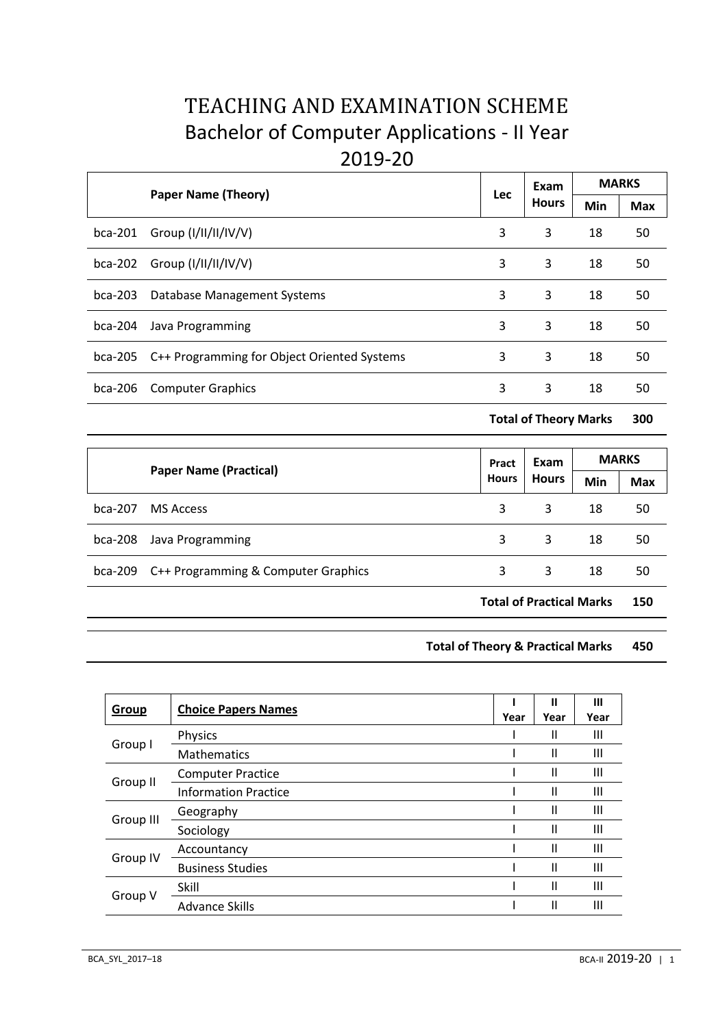# TEACHING AND EXAMINATION SCHEME

## Bachelor of Computer Applications - II Year

## 2019-20

| | Paper Name (Theory) | Lec | Exam Hours | MARKS | |
|---|---|---|---|---|---|
| | | | | Min | Max |
| bca-201 | Group (I/II/II/IV/V) | 3 | 3 | 18 | 50 |
| bca-202 | Group (I/II/II/IV/V) | 3 | 3 | 18 | 50 |
| bca-203 | Database Management Systems | 3 | 3 | 18 | 50 |
| bca-204 | Java Programming | 3 | 3 | 18 | 50 |
| bca-205 | C++ Programming for Object Oriented Systems | 3 | 3 | 18 | 50 |
| bca-206 | Computer Graphics | 3 | 3 | 18 | 50 |
| | | | **Total of Theory Marks** | | **300** |

| | Paper Name (Practical) | Pract Hours | Exam Hours | MARKS | |
|---|---|---|---|---|---|
| | | | | Min | Max |
| bca-207 | MS Access | 3 | 3 | 18 | 50 |
| bca-208 | Java Programming | 3 | 3 | 18 | 50 |
| bca-209 | C++ Programming & Computer Graphics | 3 | 3 | 18 | 50 |
| | | | **Total of Practical Marks** | | **150** |

**Total of Theory & Practical Marks 450**

| Group | Choice Papers Names | I Year | II Year | III Year |
|---|---|---|---|---|
| Group I | Physics | I | II | III |
| | Mathematics | I | II | III |
| Group II | Computer Practice | I | II | III |
| | Information Practice | I | II | III |
| Group III | Geography | I | II | III |
| | Sociology | I | II | III |
| Group IV | Accountancy | I | II | III |
| | Business Studies | I | II | III |
| Group V | Skill | I | II | III |
| | Advance Skills | I | II | III |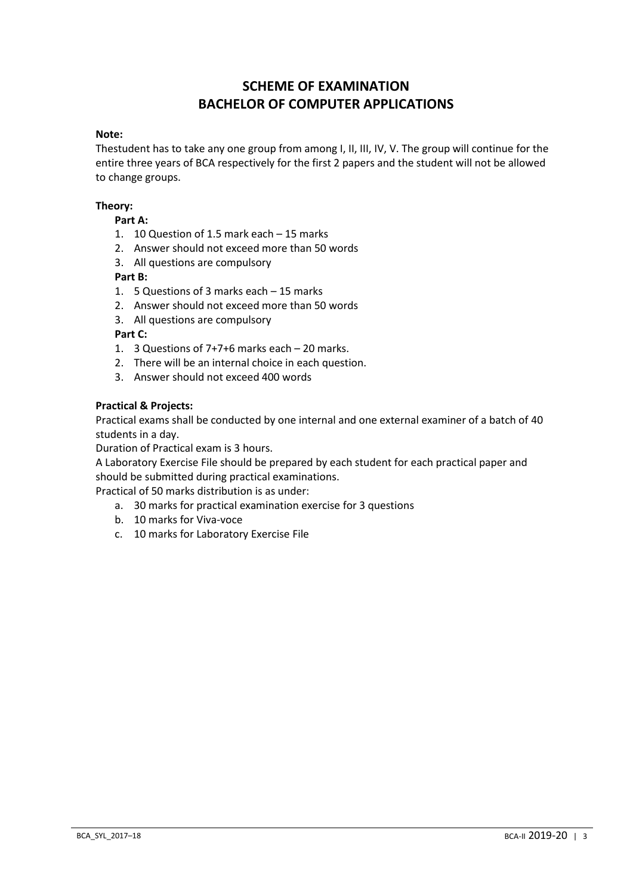# SCHEME OF EXAMINATION
# BACHELOR OF COMPUTER APPLICATIONS

**Note:**

Thestudent has to take any one group from among I, II, III, IV, V. The group will continue for the entire three years of BCA respectively for the first 2 papers and the student will not be allowed to change groups.

**Theory:**

**Part A:**

1. 10 Question of 1.5 mark each – 15 marks
2. Answer should not exceed more than 50 words
3. All questions are compulsory

**Part B:**

1. 5 Questions of 3 marks each – 15 marks
2. Answer should not exceed more than 50 words
3. All questions are compulsory

**Part C:**

1. 3 Questions of 7+7+6 marks each – 20 marks.
2. There will be an internal choice in each question.
3. Answer should not exceed 400 words

**Practical & Projects:**

Practical exams shall be conducted by one internal and one external examiner of a batch of 40 students in a day.

Duration of Practical exam is 3 hours.

A Laboratory Exercise File should be prepared by each student for each practical paper and should be submitted during practical examinations.

Practical of 50 marks distribution is as under:

a. 30 marks for practical examination exercise for 3 questions
b. 10 marks for Viva-voce
c. 10 marks for Laboratory Exercise File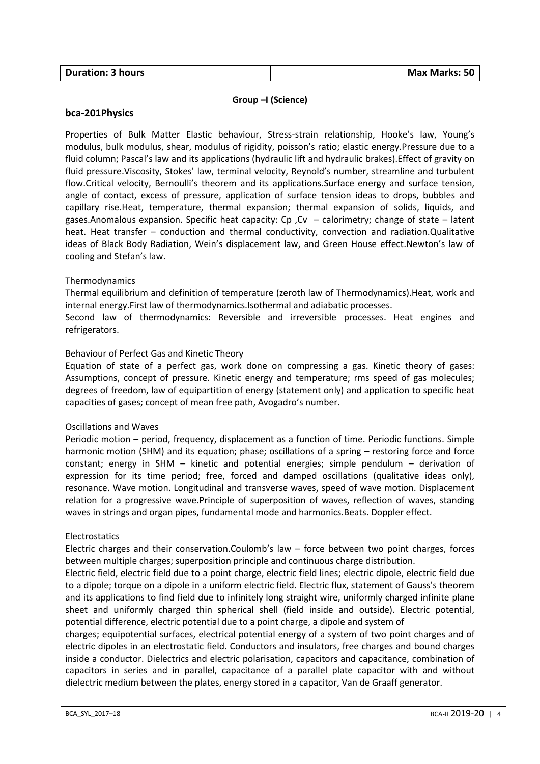| Duration: 3 hours | Max Marks: 50 |
|---|---|

**Group –I (Science)**

**bca-201Physics**

Properties of Bulk Matter Elastic behaviour, Stress-strain relationship, Hooke's law, Young's modulus, bulk modulus, shear, modulus of rigidity, poisson's ratio; elastic energy.Pressure due to a fluid column; Pascal's law and its applications (hydraulic lift and hydraulic brakes).Effect of gravity on fluid pressure.Viscosity, Stokes' law, terminal velocity, Reynold's number, streamline and turbulent flow.Critical velocity, Bernoulli's theorem and its applications.Surface energy and surface tension, angle of contact, excess of pressure, application of surface tension ideas to drops, bubbles and capillary rise.Heat, temperature, thermal expansion; thermal expansion of solids, liquids, and gases.Anomalous expansion. Specific heat capacity: $C_p$ ,$C_v$ – calorimetry; change of state – latent heat. Heat transfer – conduction and thermal conductivity, convection and radiation.Qualitative ideas of Black Body Radiation, Wein's displacement law, and Green House effect.Newton's law of cooling and Stefan's law.

Thermodynamics

Thermal equilibrium and definition of temperature (zeroth law of Thermodynamics).Heat, work and internal energy.First law of thermodynamics.Isothermal and adiabatic processes.

Second law of thermodynamics: Reversible and irreversible processes. Heat engines and refrigerators.

Behaviour of Perfect Gas and Kinetic Theory

Equation of state of a perfect gas, work done on compressing a gas. Kinetic theory of gases: Assumptions, concept of pressure. Kinetic energy and temperature; rms speed of gas molecules; degrees of freedom, law of equipartition of energy (statement only) and application to specific heat capacities of gases; concept of mean free path, Avogadro's number.

Oscillations and Waves

Periodic motion – period, frequency, displacement as a function of time. Periodic functions. Simple harmonic motion (SHM) and its equation; phase; oscillations of a spring – restoring force and force constant; energy in SHM – kinetic and potential energies; simple pendulum – derivation of expression for its time period; free, forced and damped oscillations (qualitative ideas only), resonance. Wave motion. Longitudinal and transverse waves, speed of wave motion. Displacement relation for a progressive wave.Principle of superposition of waves, reflection of waves, standing waves in strings and organ pipes, fundamental mode and harmonics.Beats. Doppler effect.

Electrostatics

Electric charges and their conservation.Coulomb's law – force between two point charges, forces between multiple charges; superposition principle and continuous charge distribution.

Electric field, electric field due to a point charge, electric field lines; electric dipole, electric field due to a dipole; torque on a dipole in a uniform electric field. Electric flux, statement of Gauss's theorem and its applications to find field due to infinitely long straight wire, uniformly charged infinite plane sheet and uniformly charged thin spherical shell (field inside and outside). Electric potential, potential difference, electric potential due to a point charge, a dipole and system of charges; equipotential surfaces, electrical potential energy of a system of two point charges and of electric dipoles in an electrostatic field. Conductors and insulators, free charges and bound charges inside a conductor. Dielectrics and electric polarisation, capacitors and capacitance, combination of capacitors in series and in parallel, capacitance of a parallel plate capacitor with and without dielectric medium between the plates, energy stored in a capacitor, Van de Graaff generator.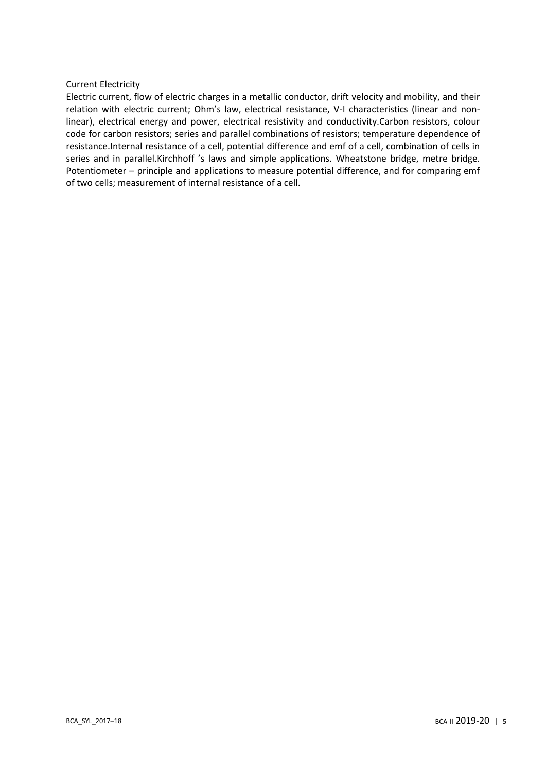Current Electricity

Electric current, flow of electric charges in a metallic conductor, drift velocity and mobility, and their relation with electric current; Ohm's law, electrical resistance, V-I characteristics (linear and non-linear), electrical energy and power, electrical resistivity and conductivity.Carbon resistors, colour code for carbon resistors; series and parallel combinations of resistors; temperature dependence of resistance.Internal resistance of a cell, potential difference and emf of a cell, combination of cells in series and in parallel.Kirchhoff 's laws and simple applications. Wheatstone bridge, metre bridge. Potentiometer – principle and applications to measure potential difference, and for comparing emf of two cells; measurement of internal resistance of a cell.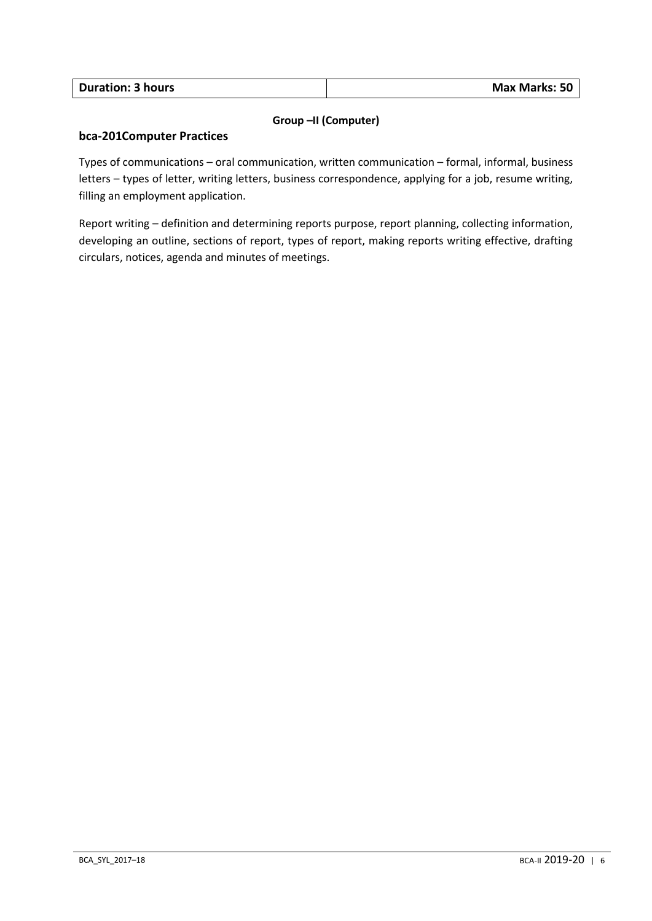| Duration: 3 hours | Max Marks: 50 |
|---|---|

**Group –II (Computer)**

**bca-201Computer Practices**

Types of communications – oral communication, written communication – formal, informal, business letters – types of letter, writing letters, business correspondence, applying for a job, resume writing, filling an employment application.

Report writing – definition and determining reports purpose, report planning, collecting information, developing an outline, sections of report, types of report, making reports writing effective, drafting circulars, notices, agenda and minutes of meetings.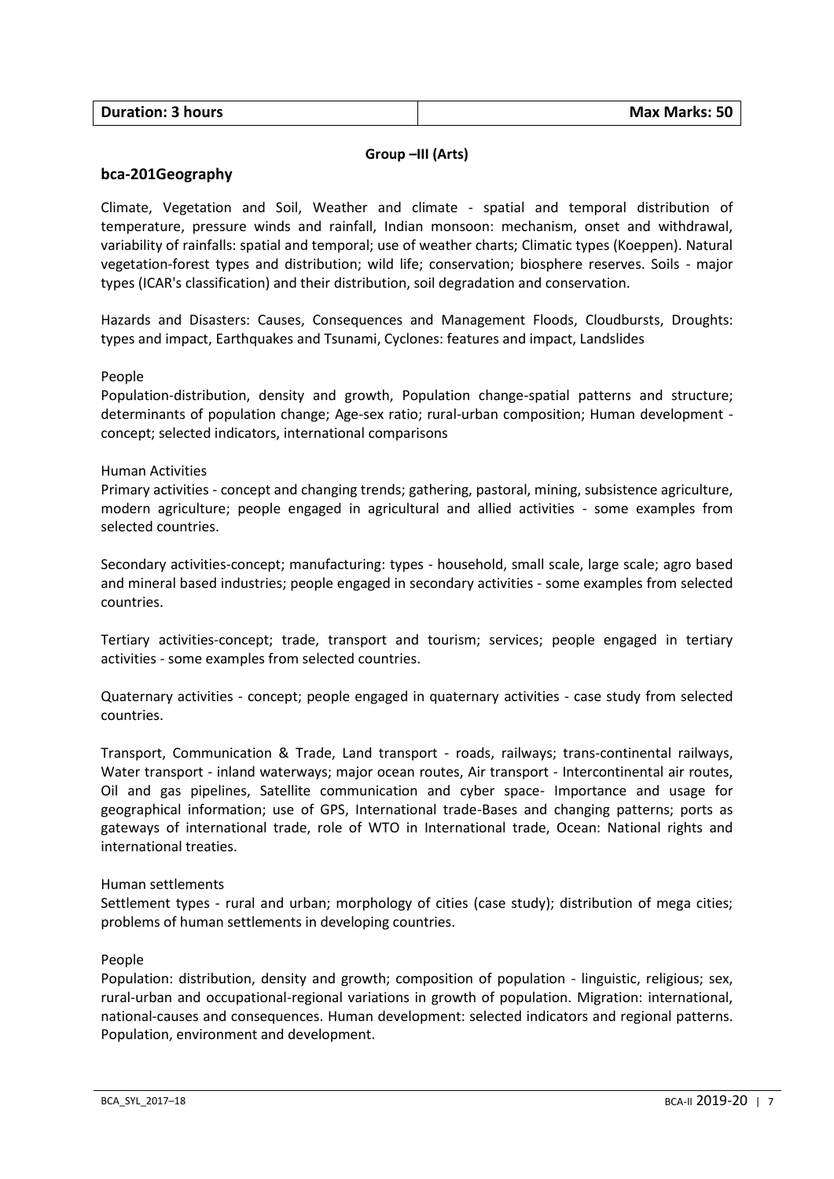| Duration: 3 hours | Max Marks: 50 |
| --- | --- |

**Group –III (Arts)**

## bca-201Geography

Climate, Vegetation and Soil, Weather and climate - spatial and temporal distribution of temperature, pressure winds and rainfall, Indian monsoon: mechanism, onset and withdrawal, variability of rainfalls: spatial and temporal; use of weather charts; Climatic types (Koeppen). Natural vegetation-forest types and distribution; wild life; conservation; biosphere reserves. Soils - major types (ICAR's classification) and their distribution, soil degradation and conservation.

Hazards and Disasters: Causes, Consequences and Management Floods, Cloudbursts, Droughts: types and impact, Earthquakes and Tsunami, Cyclones: features and impact, Landslides

People

Population-distribution, density and growth, Population change-spatial patterns and structure; determinants of population change; Age-sex ratio; rural-urban composition; Human development - concept; selected indicators, international comparisons

Human Activities

Primary activities - concept and changing trends; gathering, pastoral, mining, subsistence agriculture, modern agriculture; people engaged in agricultural and allied activities - some examples from selected countries.

Secondary activities-concept; manufacturing: types - household, small scale, large scale; agro based and mineral based industries; people engaged in secondary activities - some examples from selected countries.

Tertiary activities-concept; trade, transport and tourism; services; people engaged in tertiary activities - some examples from selected countries.

Quaternary activities - concept; people engaged in quaternary activities - case study from selected countries.

Transport, Communication & Trade, Land transport - roads, railways; trans-continental railways, Water transport - inland waterways; major ocean routes, Air transport - Intercontinental air routes, Oil and gas pipelines, Satellite communication and cyber space- Importance and usage for geographical information; use of GPS, International trade-Bases and changing patterns; ports as gateways of international trade, role of WTO in International trade, Ocean: National rights and international treaties.

Human settlements

Settlement types - rural and urban; morphology of cities (case study); distribution of mega cities; problems of human settlements in developing countries.

People

Population: distribution, density and growth; composition of population - linguistic, religious; sex, rural-urban and occupational-regional variations in growth of population. Migration: international, national-causes and consequences. Human development: selected indicators and regional patterns. Population, environment and development.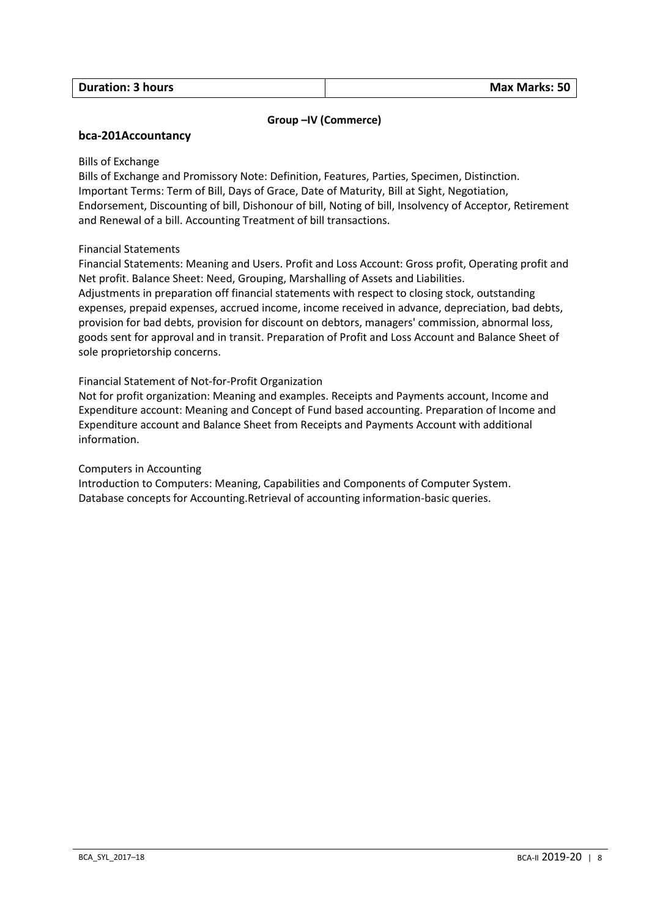| Duration: 3 hours | Max Marks: 50 |
| --- | --- |

**Group –IV (Commerce)**

## bca-201Accountancy

Bills of Exchange

Bills of Exchange and Promissory Note: Definition, Features, Parties, Specimen, Distinction. Important Terms: Term of Bill, Days of Grace, Date of Maturity, Bill at Sight, Negotiation, Endorsement, Discounting of bill, Dishonour of bill, Noting of bill, Insolvency of Acceptor, Retirement and Renewal of a bill. Accounting Treatment of bill transactions.

Financial Statements

Financial Statements: Meaning and Users. Profit and Loss Account: Gross profit, Operating profit and Net profit. Balance Sheet: Need, Grouping, Marshalling of Assets and Liabilities.
Adjustments in preparation off financial statements with respect to closing stock, outstanding expenses, prepaid expenses, accrued income, income received in advance, depreciation, bad debts, provision for bad debts, provision for discount on debtors, managers' commission, abnormal loss, goods sent for approval and in transit. Preparation of Profit and Loss Account and Balance Sheet of sole proprietorship concerns.

Financial Statement of Not-for-Profit Organization

Not for profit organization: Meaning and examples. Receipts and Payments account, Income and Expenditure account: Meaning and Concept of Fund based accounting. Preparation of Income and Expenditure account and Balance Sheet from Receipts and Payments Account with additional information.

Computers in Accounting

Introduction to Computers: Meaning, Capabilities and Components of Computer System.
Database concepts for Accounting.Retrieval of accounting information-basic queries.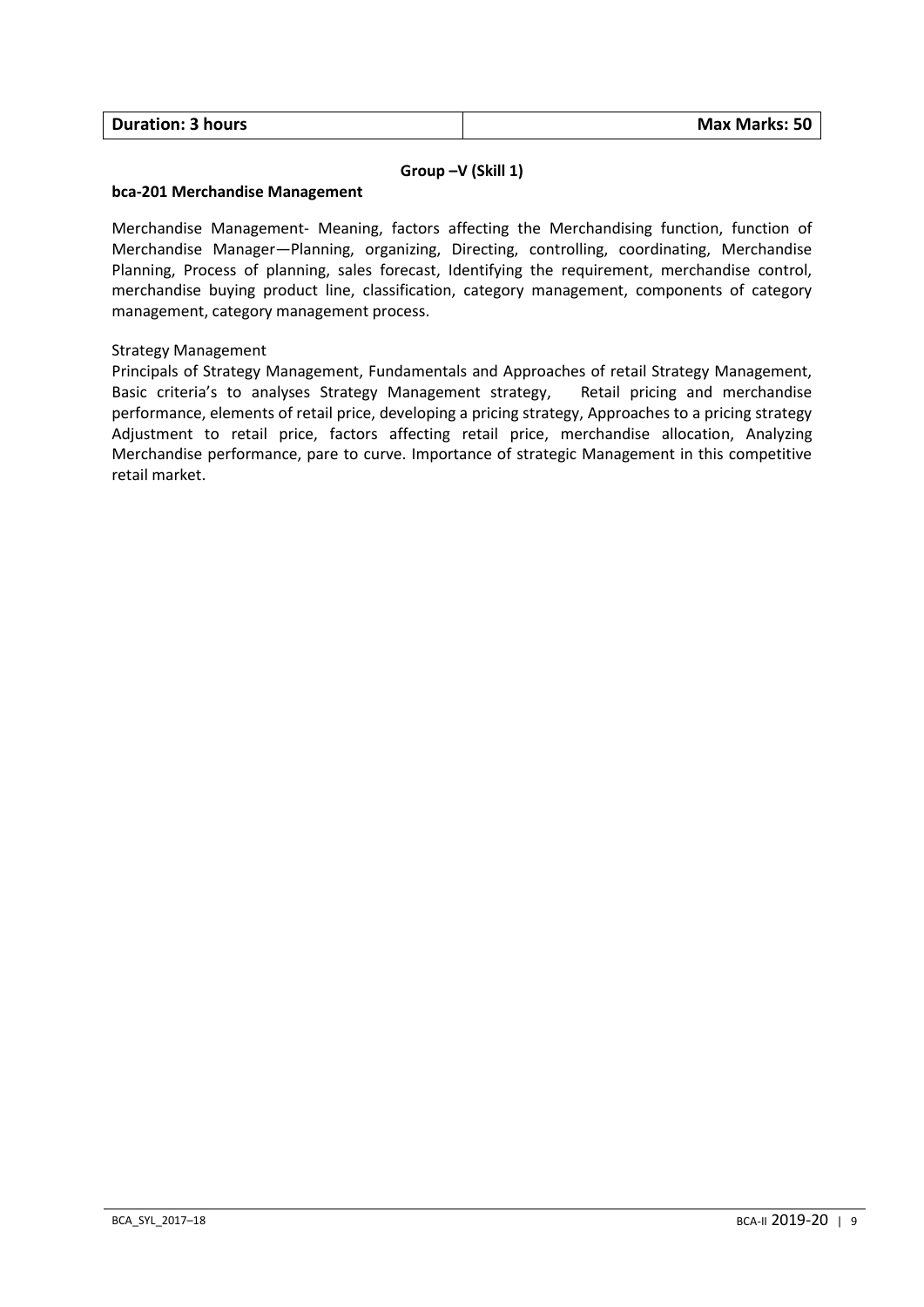| **Duration: 3 hours** | **Max Marks: 50** |
| --- | --- |

**Group –V (Skill 1)**

**bca-201 Merchandise Management**

Merchandise Management- Meaning, factors affecting the Merchandising function, function of Merchandise Manager—Planning, organizing, Directing, controlling, coordinating, Merchandise Planning, Process of planning, sales forecast, Identifying the requirement, merchandise control, merchandise buying product line, classification, category management, components of category management, category management process.

Strategy Management

Principals of Strategy Management, Fundamentals and Approaches of retail Strategy Management, Basic criteria's to analyses Strategy Management strategy, Retail pricing and merchandise performance, elements of retail price, developing a pricing strategy, Approaches to a pricing strategy Adjustment to retail price, factors affecting retail price, merchandise allocation, Analyzing Merchandise performance, pare to curve. Importance of strategic Management in this competitive retail market.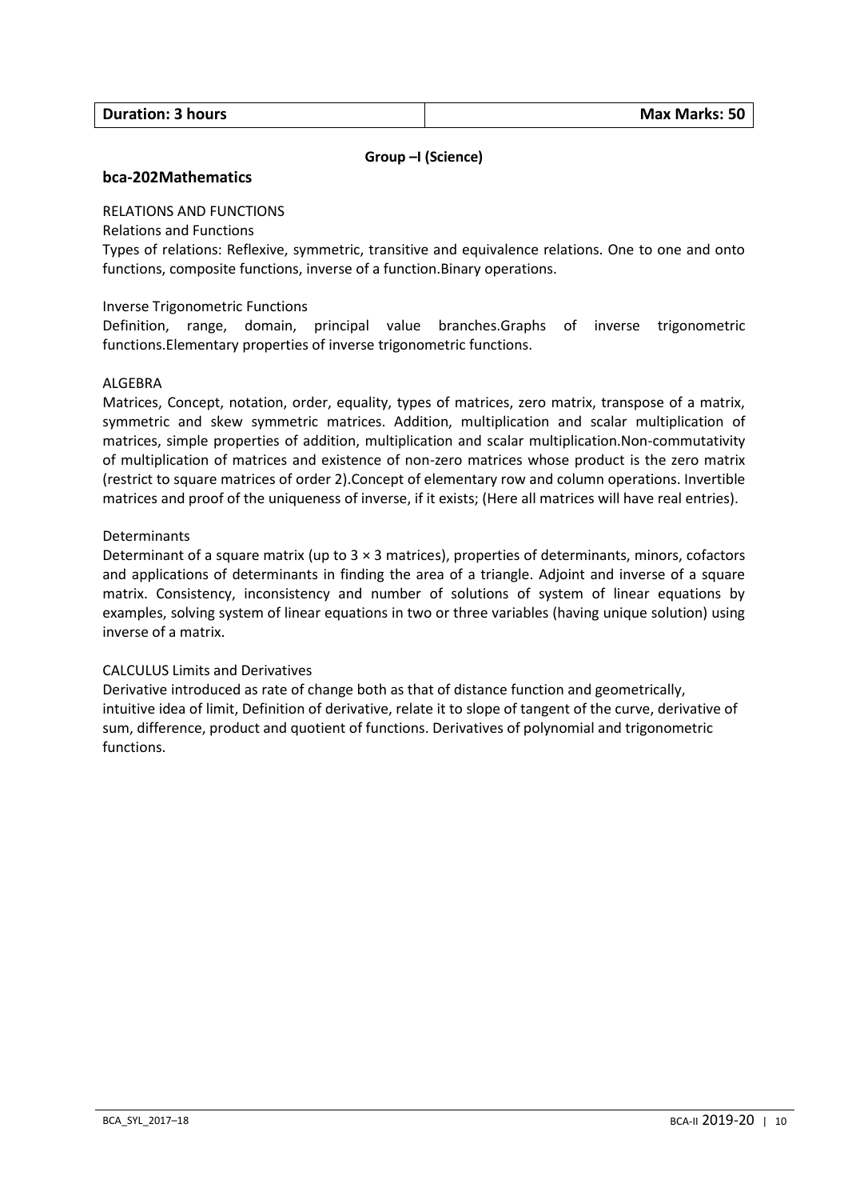| Duration: 3 hours | Max Marks: 50 |
| --- | --- |

**Group –I (Science)**

## bca-202Mathematics

RELATIONS AND FUNCTIONS

Relations and Functions

Types of relations: Reflexive, symmetric, transitive and equivalence relations. One to one and onto functions, composite functions, inverse of a function.Binary operations.

Inverse Trigonometric Functions

Definition, range, domain, principal value branches.Graphs of inverse trigonometric functions.Elementary properties of inverse trigonometric functions.

ALGEBRA

Matrices, Concept, notation, order, equality, types of matrices, zero matrix, transpose of a matrix, symmetric and skew symmetric matrices. Addition, multiplication and scalar multiplication of matrices, simple properties of addition, multiplication and scalar multiplication.Non-commutativity of multiplication of matrices and existence of non-zero matrices whose product is the zero matrix (restrict to square matrices of order 2).Concept of elementary row and column operations. Invertible matrices and proof of the uniqueness of inverse, if it exists; (Here all matrices will have real entries).

Determinants

Determinant of a square matrix (up to $3 \times 3$ matrices), properties of determinants, minors, cofactors and applications of determinants in finding the area of a triangle. Adjoint and inverse of a square matrix. Consistency, inconsistency and number of solutions of system of linear equations by examples, solving system of linear equations in two or three variables (having unique solution) using inverse of a matrix.

CALCULUS Limits and Derivatives

Derivative introduced as rate of change both as that of distance function and geometrically, intuitive idea of limit, Definition of derivative, relate it to slope of tangent of the curve, derivative of sum, difference, product and quotient of functions. Derivatives of polynomial and trigonometric functions.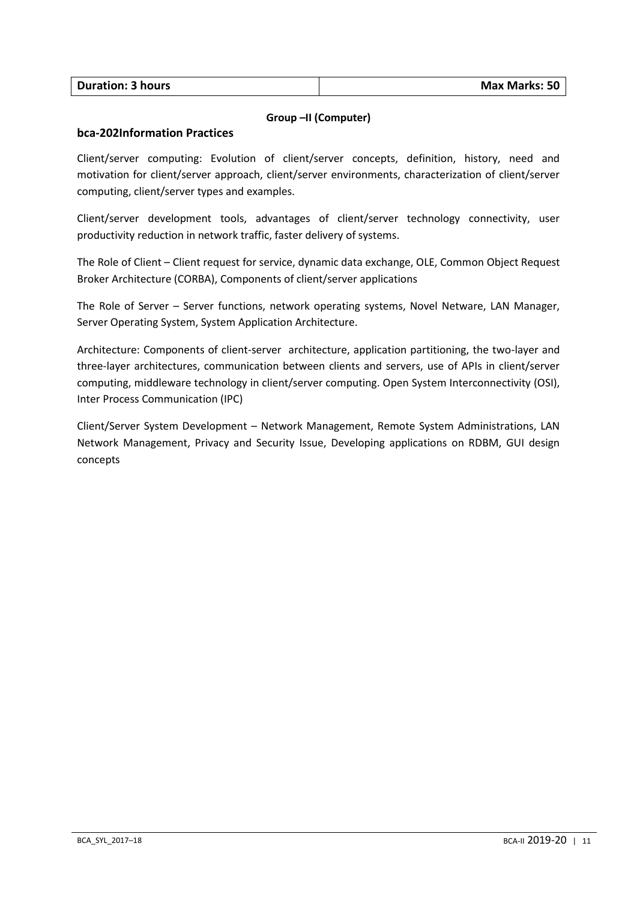| Duration: 3 hours | Max Marks: 50 |
| --- | --- |

**Group –II (Computer)**

**bca-202Information Practices**

Client/server computing: Evolution of client/server concepts, definition, history, need and motivation for client/server approach, client/server environments, characterization of client/server computing, client/server types and examples.

Client/server development tools, advantages of client/server technology connectivity, user productivity reduction in network traffic, faster delivery of systems.

The Role of Client – Client request for service, dynamic data exchange, OLE, Common Object Request Broker Architecture (CORBA), Components of client/server applications

The Role of Server – Server functions, network operating systems, Novel Netware, LAN Manager, Server Operating System, System Application Architecture.

Architecture: Components of client-server architecture, application partitioning, the two-layer and three-layer architectures, communication between clients and servers, use of APIs in client/server computing, middleware technology in client/server computing. Open System Interconnectivity (OSI), Inter Process Communication (IPC)

Client/Server System Development – Network Management, Remote System Administrations, LAN Network Management, Privacy and Security Issue, Developing applications on RDBM, GUI design concepts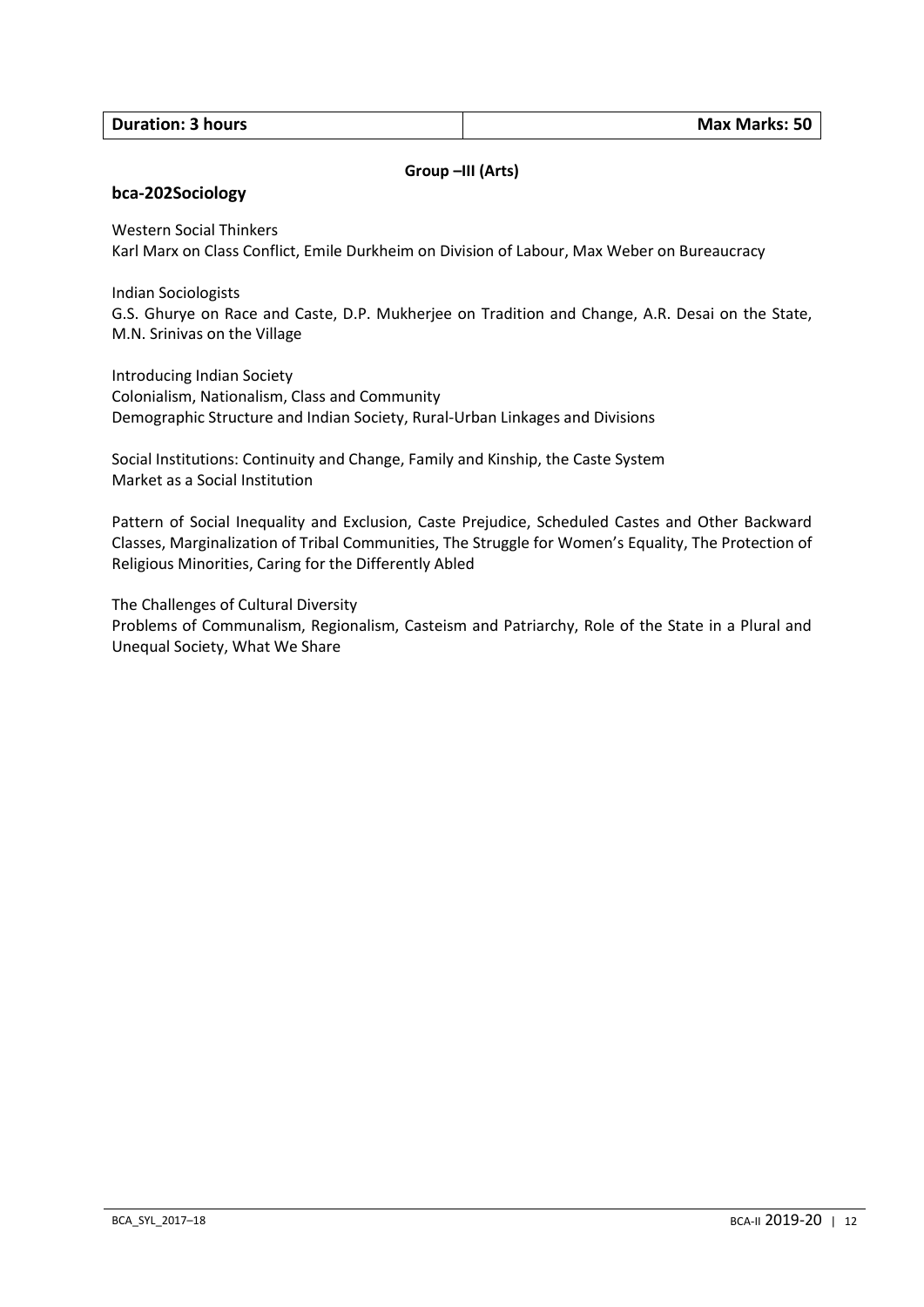| Duration: 3 hours | Max Marks: 50 |
|---|---|

**Group –III (Arts)**

## bca-202Sociology

Western Social Thinkers
Karl Marx on Class Conflict, Emile Durkheim on Division of Labour, Max Weber on Bureaucracy

Indian Sociologists
G.S. Ghurye on Race and Caste, D.P. Mukherjee on Tradition and Change, A.R. Desai on the State, M.N. Srinivas on the Village

Introducing Indian Society
Colonialism, Nationalism, Class and Community
Demographic Structure and Indian Society, Rural-Urban Linkages and Divisions

Social Institutions: Continuity and Change, Family and Kinship, the Caste System
Market as a Social Institution

Pattern of Social Inequality and Exclusion, Caste Prejudice, Scheduled Castes and Other Backward Classes, Marginalization of Tribal Communities, The Struggle for Women's Equality, The Protection of Religious Minorities, Caring for the Differently Abled

The Challenges of Cultural Diversity
Problems of Communalism, Regionalism, Casteism and Patriarchy, Role of the State in a Plural and Unequal Society, What We Share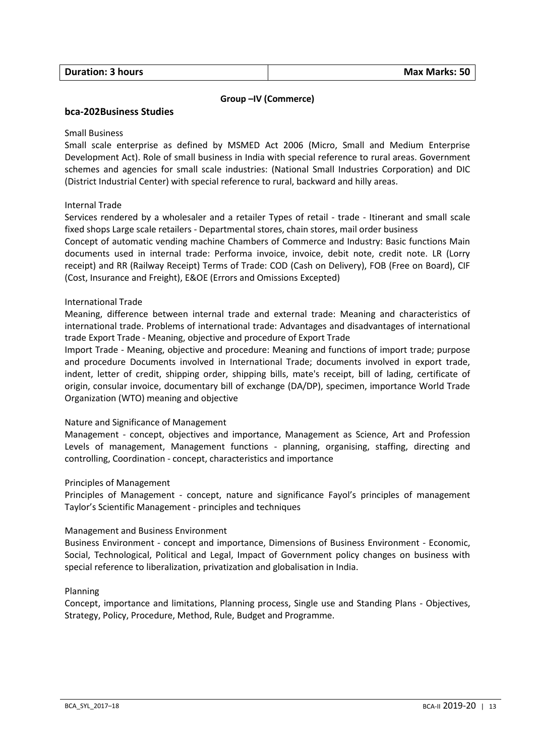| Duration: 3 hours | Max Marks: 50 |
|---|---|

**Group –IV (Commerce)**

## bca-202Business Studies

Small Business

Small scale enterprise as defined by MSMED Act 2006 (Micro, Small and Medium Enterprise Development Act). Role of small business in India with special reference to rural areas. Government schemes and agencies for small scale industries: (National Small Industries Corporation) and DIC (District Industrial Center) with special reference to rural, backward and hilly areas.

Internal Trade

Services rendered by a wholesaler and a retailer Types of retail - trade - Itinerant and small scale fixed shops Large scale retailers - Departmental stores, chain stores, mail order business

Concept of automatic vending machine Chambers of Commerce and Industry: Basic functions Main documents used in internal trade: Performa invoice, invoice, debit note, credit note. LR (Lorry receipt) and RR (Railway Receipt) Terms of Trade: COD (Cash on Delivery), FOB (Free on Board), CIF (Cost, Insurance and Freight), E&OE (Errors and Omissions Excepted)

International Trade

Meaning, difference between internal trade and external trade: Meaning and characteristics of international trade. Problems of international trade: Advantages and disadvantages of international trade Export Trade - Meaning, objective and procedure of Export Trade

Import Trade - Meaning, objective and procedure: Meaning and functions of import trade; purpose and procedure Documents involved in International Trade; documents involved in export trade, indent, letter of credit, shipping order, shipping bills, mate's receipt, bill of lading, certificate of origin, consular invoice, documentary bill of exchange (DA/DP), specimen, importance World Trade Organization (WTO) meaning and objective

Nature and Significance of Management

Management - concept, objectives and importance, Management as Science, Art and Profession Levels of management, Management functions - planning, organising, staffing, directing and controlling, Coordination - concept, characteristics and importance

Principles of Management

Principles of Management - concept, nature and significance Fayol's principles of management Taylor's Scientific Management - principles and techniques

Management and Business Environment

Business Environment - concept and importance, Dimensions of Business Environment - Economic, Social, Technological, Political and Legal, Impact of Government policy changes on business with special reference to liberalization, privatization and globalisation in India.

Planning

Concept, importance and limitations, Planning process, Single use and Standing Plans - Objectives, Strategy, Policy, Procedure, Method, Rule, Budget and Programme.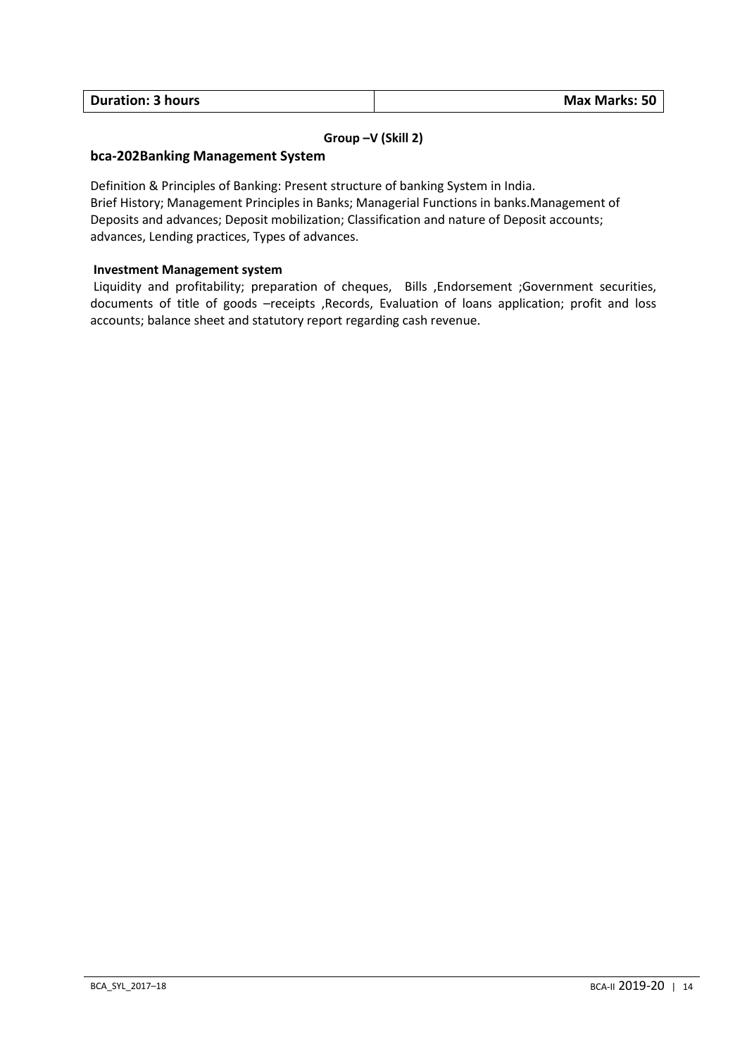| Duration: 3 hours | Max Marks: 50 |
| --- | --- |

**Group –V (Skill 2)**

## bca-202Banking Management System

Definition & Principles of Banking: Present structure of banking System in India.
Brief History; Management Principles in Banks; Managerial Functions in banks.Management of Deposits and advances; Deposit mobilization; Classification and nature of Deposit accounts; advances, Lending practices, Types of advances.

### Investment Management system

Liquidity and profitability; preparation of cheques, Bills ,Endorsement ;Government securities, documents of title of goods –receipts ,Records, Evaluation of loans application; profit and loss accounts; balance sheet and statutory report regarding cash revenue.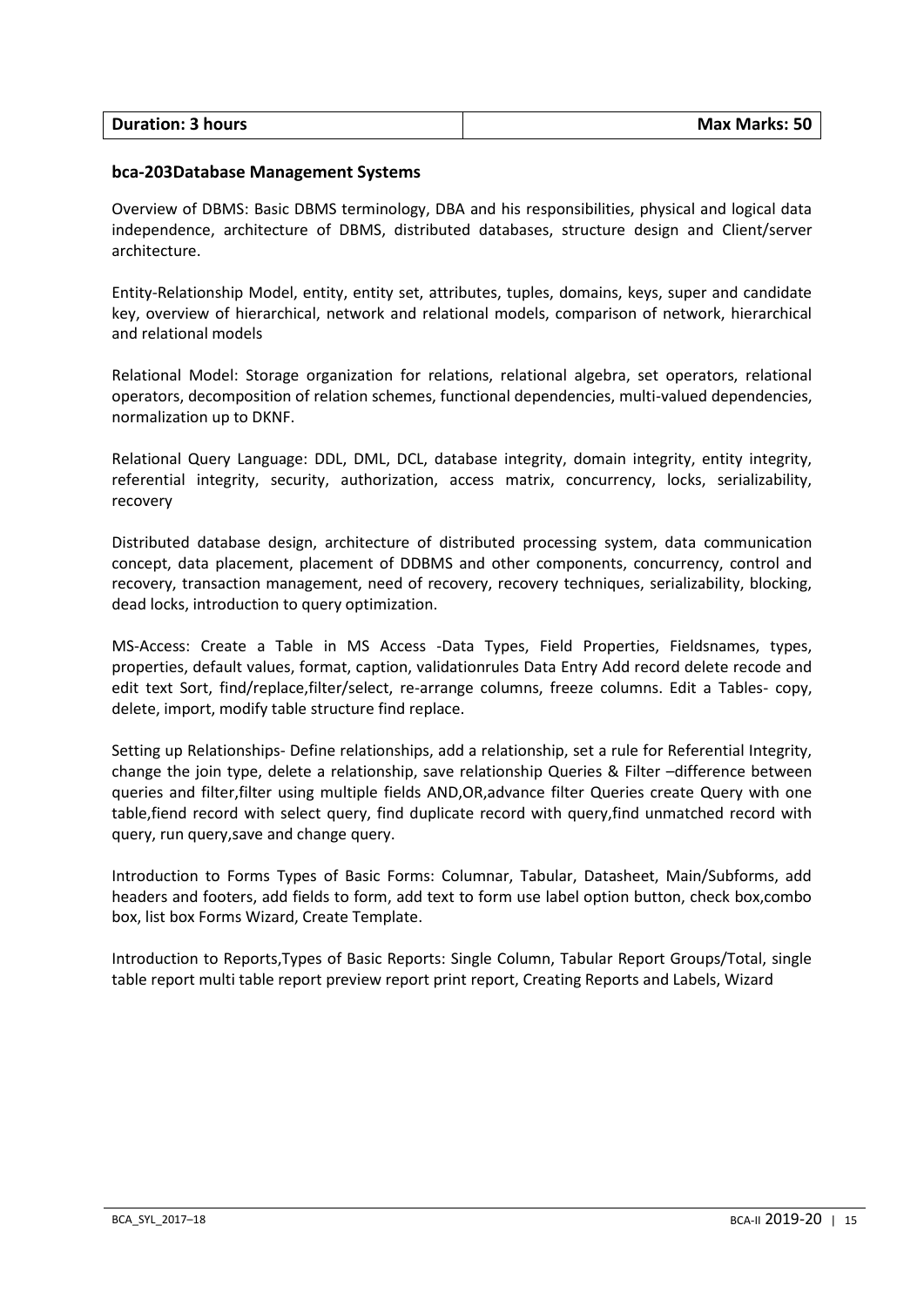| Duration: 3 hours | Max Marks: 50 |
| --- | --- |

**bca-203Database Management Systems**

Overview of DBMS: Basic DBMS terminology, DBA and his responsibilities, physical and logical data independence, architecture of DBMS, distributed databases, structure design and Client/server architecture.

Entity-Relationship Model, entity, entity set, attributes, tuples, domains, keys, super and candidate key, overview of hierarchical, network and relational models, comparison of network, hierarchical and relational models

Relational Model: Storage organization for relations, relational algebra, set operators, relational operators, decomposition of relation schemes, functional dependencies, multi-valued dependencies, normalization up to DKNF.

Relational Query Language: DDL, DML, DCL, database integrity, domain integrity, entity integrity, referential integrity, security, authorization, access matrix, concurrency, locks, serializability, recovery

Distributed database design, architecture of distributed processing system, data communication concept, data placement, placement of DDBMS and other components, concurrency, control and recovery, transaction management, need of recovery, recovery techniques, serializability, blocking, dead locks, introduction to query optimization.

MS-Access: Create a Table in MS Access -Data Types, Field Properties, Fieldsnames, types, properties, default values, format, caption, validationrules Data Entry Add record delete recode and edit text Sort, find/replace,filter/select, re-arrange columns, freeze columns. Edit a Tables- copy, delete, import, modify table structure find replace.

Setting up Relationships- Define relationships, add a relationship, set a rule for Referential Integrity, change the join type, delete a relationship, save relationship Queries & Filter –difference between queries and filter,filter using multiple fields AND,OR,advance filter Queries create Query with one table,fiend record with select query, find duplicate record with query,find unmatched record with query, run query,save and change query.

Introduction to Forms Types of Basic Forms: Columnar, Tabular, Datasheet, Main/Subforms, add headers and footers, add fields to form, add text to form use label option button, check box,combo box, list box Forms Wizard, Create Template.

Introduction to Reports,Types of Basic Reports: Single Column, Tabular Report Groups/Total, single table report multi table report preview report print report, Creating Reports and Labels, Wizard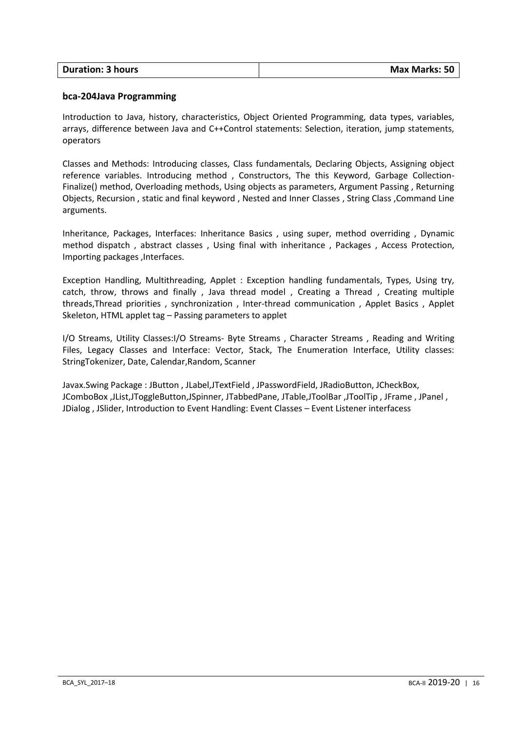| Duration: 3 hours | Max Marks: 50 |
|---|---|

**bca-204Java Programming**

Introduction to Java, history, characteristics, Object Oriented Programming, data types, variables, arrays, difference between Java and C++Control statements: Selection, iteration, jump statements, operators

Classes and Methods: Introducing classes, Class fundamentals, Declaring Objects, Assigning object reference variables. Introducing method , Constructors, The this Keyword, Garbage Collection-Finalize() method, Overloading methods, Using objects as parameters, Argument Passing , Returning Objects, Recursion , static and final keyword , Nested and Inner Classes , String Class ,Command Line arguments.

Inheritance, Packages, Interfaces: Inheritance Basics , using super, method overriding , Dynamic method dispatch , abstract classes , Using final with inheritance , Packages , Access Protection, Importing packages ,Interfaces.

Exception Handling, Multithreading, Applet : Exception handling fundamentals, Types, Using try, catch, throw, throws and finally , Java thread model , Creating a Thread , Creating multiple threads,Thread priorities , synchronization , Inter-thread communication , Applet Basics , Applet Skeleton, HTML applet tag – Passing parameters to applet

I/O Streams, Utility Classes:I/O Streams- Byte Streams , Character Streams , Reading and Writing Files, Legacy Classes and Interface: Vector, Stack, The Enumeration Interface, Utility classes: StringTokenizer, Date, Calendar,Random, Scanner

Javax.Swing Package : JButton , JLabel,JTextField , JPasswordField, JRadioButton, JCheckBox, JComboBox ,JList,JToggleButton,JSpinner, JTabbedPane, JTable,JToolBar ,JToolTip , JFrame , JPanel , JDialog , JSlider, Introduction to Event Handling: Event Classes – Event Listener interfacess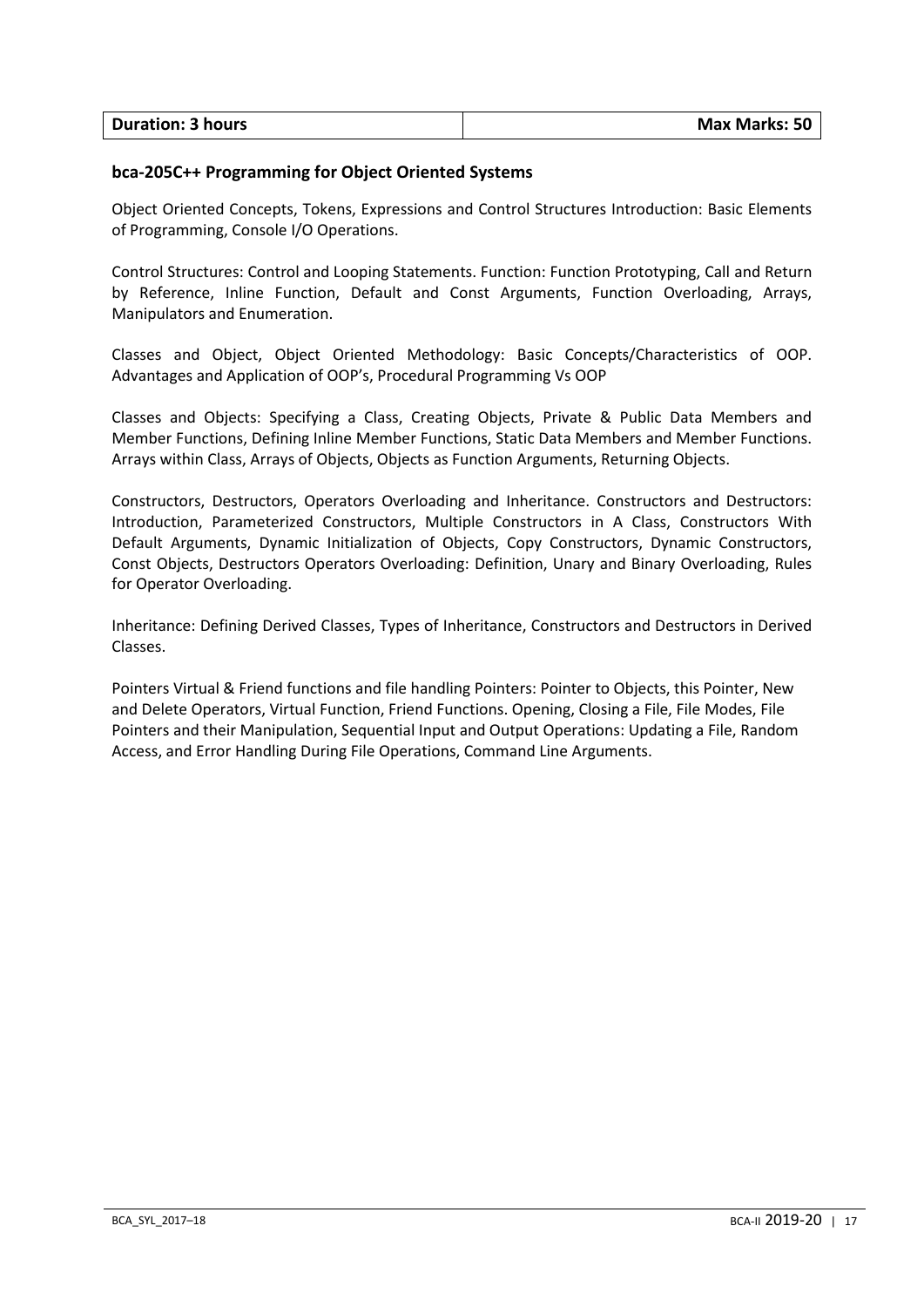| Duration: 3 hours | Max Marks: 50 |
|---|---|

**bca-205C++ Programming for Object Oriented Systems**

Object Oriented Concepts, Tokens, Expressions and Control Structures Introduction: Basic Elements of Programming, Console I/O Operations.

Control Structures: Control and Looping Statements. Function: Function Prototyping, Call and Return by Reference, Inline Function, Default and Const Arguments, Function Overloading, Arrays, Manipulators and Enumeration.

Classes and Object, Object Oriented Methodology: Basic Concepts/Characteristics of OOP. Advantages and Application of OOP's, Procedural Programming Vs OOP

Classes and Objects: Specifying a Class, Creating Objects, Private & Public Data Members and Member Functions, Defining Inline Member Functions, Static Data Members and Member Functions. Arrays within Class, Arrays of Objects, Objects as Function Arguments, Returning Objects.

Constructors, Destructors, Operators Overloading and Inheritance. Constructors and Destructors: Introduction, Parameterized Constructors, Multiple Constructors in A Class, Constructors With Default Arguments, Dynamic Initialization of Objects, Copy Constructors, Dynamic Constructors, Const Objects, Destructors Operators Overloading: Definition, Unary and Binary Overloading, Rules for Operator Overloading.

Inheritance: Defining Derived Classes, Types of Inheritance, Constructors and Destructors in Derived Classes.

Pointers Virtual & Friend functions and file handling Pointers: Pointer to Objects, this Pointer, New and Delete Operators, Virtual Function, Friend Functions. Opening, Closing a File, File Modes, File Pointers and their Manipulation, Sequential Input and Output Operations: Updating a File, Random Access, and Error Handling During File Operations, Command Line Arguments.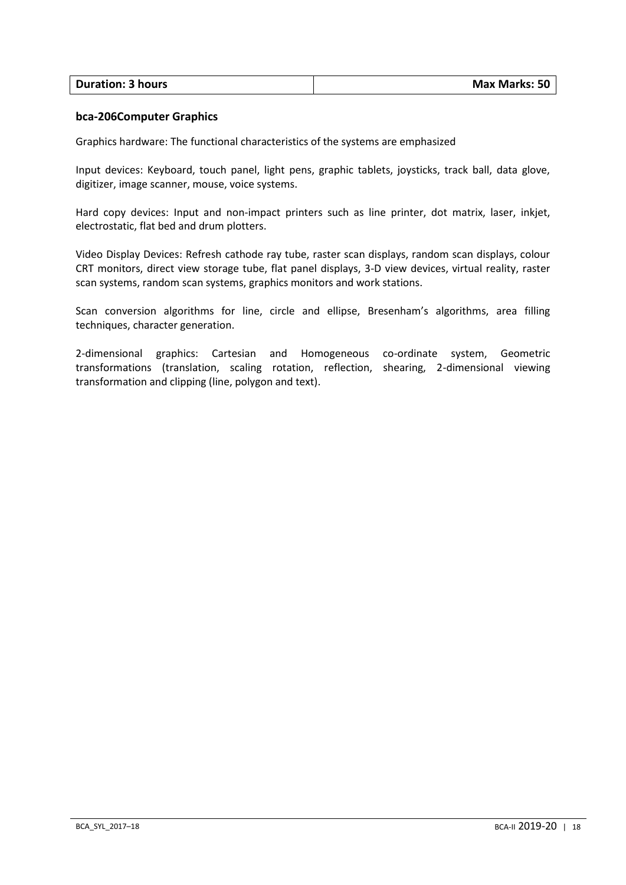| | |
|---|---|
| **Duration: 3 hours** | **Max Marks: 50** |

**bca-206Computer Graphics**

Graphics hardware: The functional characteristics of the systems are emphasized

Input devices: Keyboard, touch panel, light pens, graphic tablets, joysticks, track ball, data glove, digitizer, image scanner, mouse, voice systems.

Hard copy devices: Input and non-impact printers such as line printer, dot matrix, laser, inkjet, electrostatic, flat bed and drum plotters.

Video Display Devices: Refresh cathode ray tube, raster scan displays, random scan displays, colour CRT monitors, direct view storage tube, flat panel displays, 3-D view devices, virtual reality, raster scan systems, random scan systems, graphics monitors and work stations.

Scan conversion algorithms for line, circle and ellipse, Bresenham's algorithms, area filling techniques, character generation.

2-dimensional graphics: Cartesian and Homogeneous co-ordinate system, Geometric transformations (translation, scaling rotation, reflection, shearing, 2-dimensional viewing transformation and clipping (line, polygon and text).